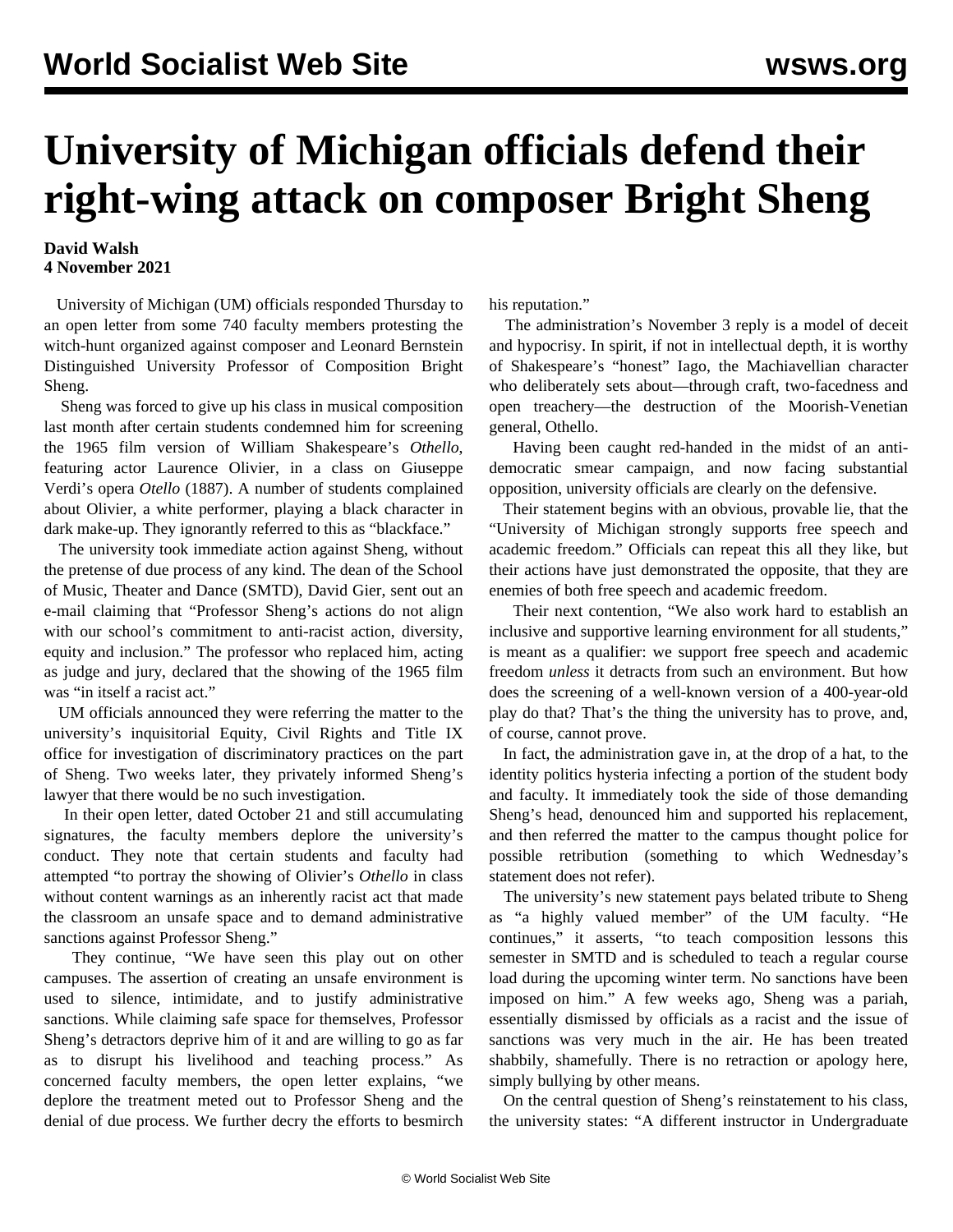# University of Michigan officials defend their right-wing attack on composer Bright Sheng

**David Walsh**
**4 November 2021**

University of Michigan (UM) officials responded Thursday to an open letter from some 740 faculty members protesting the witch-hunt organized against composer and Leonard Bernstein Distinguished University Professor of Composition Bright Sheng.

Sheng was forced to give up his class in musical composition last month after certain students condemned him for screening the 1965 film version of William Shakespeare's *Othello*, featuring actor Laurence Olivier, in a class on Giuseppe Verdi's opera *Otello* (1887). A number of students complained about Olivier, a white performer, playing a black character in dark make-up. They ignorantly referred to this as "blackface."

The university took immediate action against Sheng, without the pretense of due process of any kind. The dean of the School of Music, Theater and Dance (SMTD), David Gier, sent out an e-mail claiming that "Professor Sheng's actions do not align with our school's commitment to anti-racist action, diversity, equity and inclusion." The professor who replaced him, acting as judge and jury, declared that the showing of the 1965 film was "in itself a racist act."

UM officials announced they were referring the matter to the university's inquisitorial Equity, Civil Rights and Title IX office for investigation of discriminatory practices on the part of Sheng. Two weeks later, they privately informed Sheng's lawyer that there would be no such investigation.

In their open letter, dated October 21 and still accumulating signatures, the faculty members deplore the university's conduct. They note that certain students and faculty had attempted "to portray the showing of Olivier's *Othello* in class without content warnings as an inherently racist act that made the classroom an unsafe space and to demand administrative sanctions against Professor Sheng."

They continue, "We have seen this play out on other campuses. The assertion of creating an unsafe environment is used to silence, intimidate, and to justify administrative sanctions. While claiming safe space for themselves, Professor Sheng's detractors deprive him of it and are willing to go as far as to disrupt his livelihood and teaching process." As concerned faculty members, the open letter explains, "we deplore the treatment meted out to Professor Sheng and the denial of due process. We further decry the efforts to besmirch his reputation."

The administration's November 3 reply is a model of deceit and hypocrisy. In spirit, if not in intellectual depth, it is worthy of Shakespeare's "honest" Iago, the Machiavellian character who deliberately sets about—through craft, two-facedness and open treachery—the destruction of the Moorish-Venetian general, Othello.

Having been caught red-handed in the midst of an anti-democratic smear campaign, and now facing substantial opposition, university officials are clearly on the defensive.

Their statement begins with an obvious, provable lie, that the "University of Michigan strongly supports free speech and academic freedom." Officials can repeat this all they like, but their actions have just demonstrated the opposite, that they are enemies of both free speech and academic freedom.

Their next contention, "We also work hard to establish an inclusive and supportive learning environment for all students," is meant as a qualifier: we support free speech and academic freedom *unless* it detracts from such an environment. But how does the screening of a well-known version of a 400-year-old play do that? That's the thing the university has to prove, and, of course, cannot prove.

In fact, the administration gave in, at the drop of a hat, to the identity politics hysteria infecting a portion of the student body and faculty. It immediately took the side of those demanding Sheng's head, denounced him and supported his replacement, and then referred the matter to the campus thought police for possible retribution (something to which Wednesday's statement does not refer).

The university's new statement pays belated tribute to Sheng as "a highly valued member" of the UM faculty. "He continues," it asserts, "to teach composition lessons this semester in SMTD and is scheduled to teach a regular course load during the upcoming winter term. No sanctions have been imposed on him." A few weeks ago, Sheng was a pariah, essentially dismissed by officials as a racist and the issue of sanctions was very much in the air. He has been treated shabbily, shamefully. There is no retraction or apology here, simply bullying by other means.

On the central question of Sheng's reinstatement to his class, the university states: "A different instructor in Undergraduate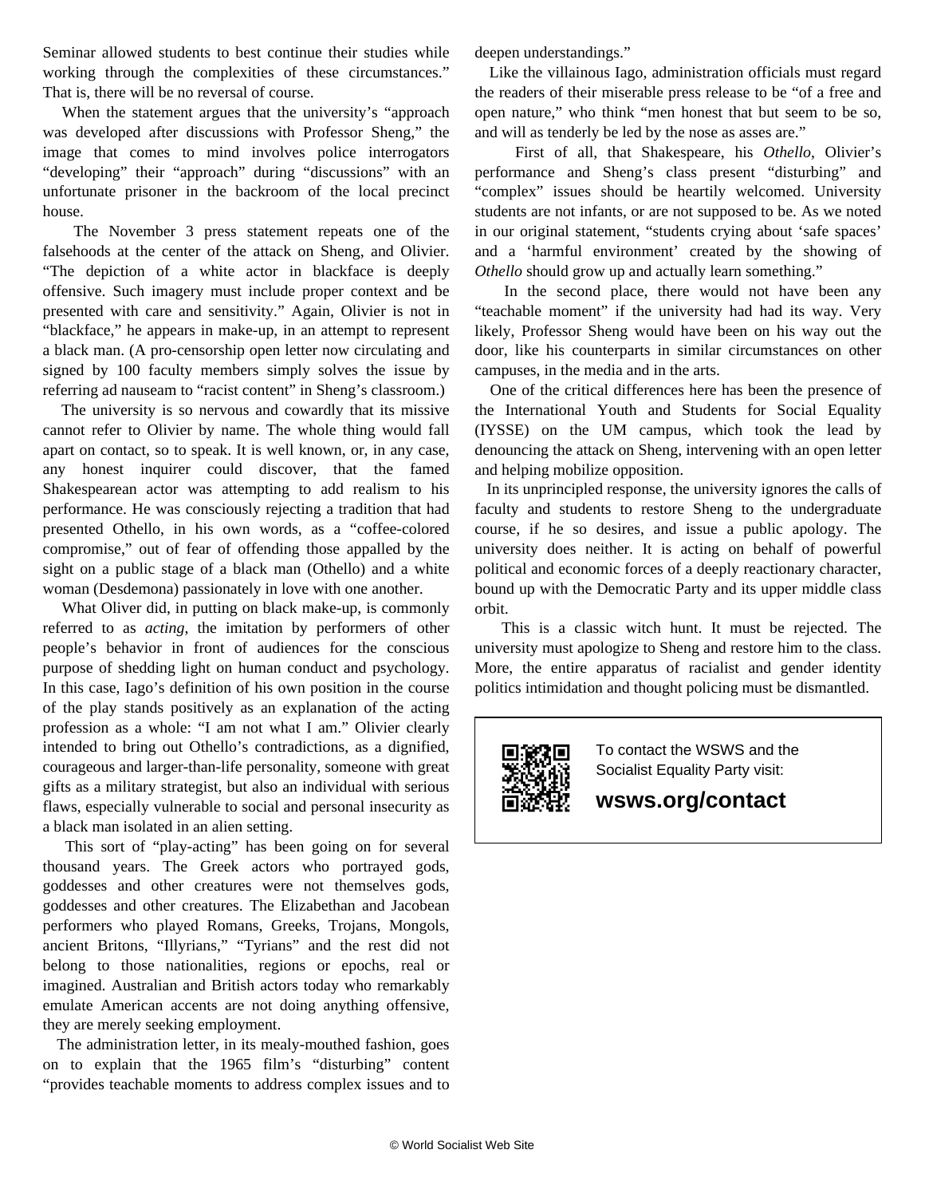Seminar allowed students to best continue their studies while working through the complexities of these circumstances." That is, there will be no reversal of course.

When the statement argues that the university's "approach was developed after discussions with Professor Sheng," the image that comes to mind involves police interrogators "developing" their "approach" during "discussions" with an unfortunate prisoner in the backroom of the local precinct house.

The November 3 press statement repeats one of the falsehoods at the center of the attack on Sheng, and Olivier. "The depiction of a white actor in blackface is deeply offensive. Such imagery must include proper context and be presented with care and sensitivity." Again, Olivier is not in "blackface," he appears in make-up, in an attempt to represent a black man. (A pro-censorship open letter now circulating and signed by 100 faculty members simply solves the issue by referring ad nauseam to "racist content" in Sheng's classroom.)

The university is so nervous and cowardly that its missive cannot refer to Olivier by name. The whole thing would fall apart on contact, so to speak. It is well known, or, in any case, any honest inquirer could discover, that the famed Shakespearean actor was attempting to add realism to his performance. He was consciously rejecting a tradition that had presented Othello, in his own words, as a "coffee-colored compromise," out of fear of offending those appalled by the sight on a public stage of a black man (Othello) and a white woman (Desdemona) passionately in love with one another.

What Oliver did, in putting on black make-up, is commonly referred to as *acting*, the imitation by performers of other people's behavior in front of audiences for the conscious purpose of shedding light on human conduct and psychology. In this case, Iago's definition of his own position in the course of the play stands positively as an explanation of the acting profession as a whole: "I am not what I am." Olivier clearly intended to bring out Othello's contradictions, as a dignified, courageous and larger-than-life personality, someone with great gifts as a military strategist, but also an individual with serious flaws, especially vulnerable to social and personal insecurity as a black man isolated in an alien setting.

This sort of "play-acting" has been going on for several thousand years. The Greek actors who portrayed gods, goddesses and other creatures were not themselves gods, goddesses and other creatures. The Elizabethan and Jacobean performers who played Romans, Greeks, Trojans, Mongols, ancient Britons, "Illyrians," "Tyrians" and the rest did not belong to those nationalities, regions or epochs, real or imagined. Australian and British actors today who remarkably emulate American accents are not doing anything offensive, they are merely seeking employment.

The administration letter, in its mealy-mouthed fashion, goes on to explain that the 1965 film's "disturbing" content "provides teachable moments to address complex issues and to deepen understandings."

Like the villainous Iago, administration officials must regard the readers of their miserable press release to be "of a free and open nature," who think "men honest that but seem to be so, and will as tenderly be led by the nose as asses are."

First of all, that Shakespeare, his *Othello*, Olivier's performance and Sheng's class present "disturbing" and "complex" issues should be heartily welcomed. University students are not infants, or are not supposed to be. As we noted in our original statement, "students crying about 'safe spaces' and a 'harmful environment' created by the showing of *Othello* should grow up and actually learn something."

In the second place, there would not have been any "teachable moment" if the university had had its way. Very likely, Professor Sheng would have been on his way out the door, like his counterparts in similar circumstances on other campuses, in the media and in the arts.

One of the critical differences here has been the presence of the International Youth and Students for Social Equality (IYSSE) on the UM campus, which took the lead by denouncing the attack on Sheng, intervening with an open letter and helping mobilize opposition.

In its unprincipled response, the university ignores the calls of faculty and students to restore Sheng to the undergraduate course, if he so desires, and issue a public apology. The university does neither. It is acting on behalf of powerful political and economic forces of a deeply reactionary character, bound up with the Democratic Party and its upper middle class orbit.

This is a classic witch hunt. It must be rejected. The university must apologize to Sheng and restore him to the class. More, the entire apparatus of racialist and gender identity politics intimidation and thought policing must be dismantled.

To contact the WSWS and the Socialist Equality Party visit:

**wsws.org/contact**